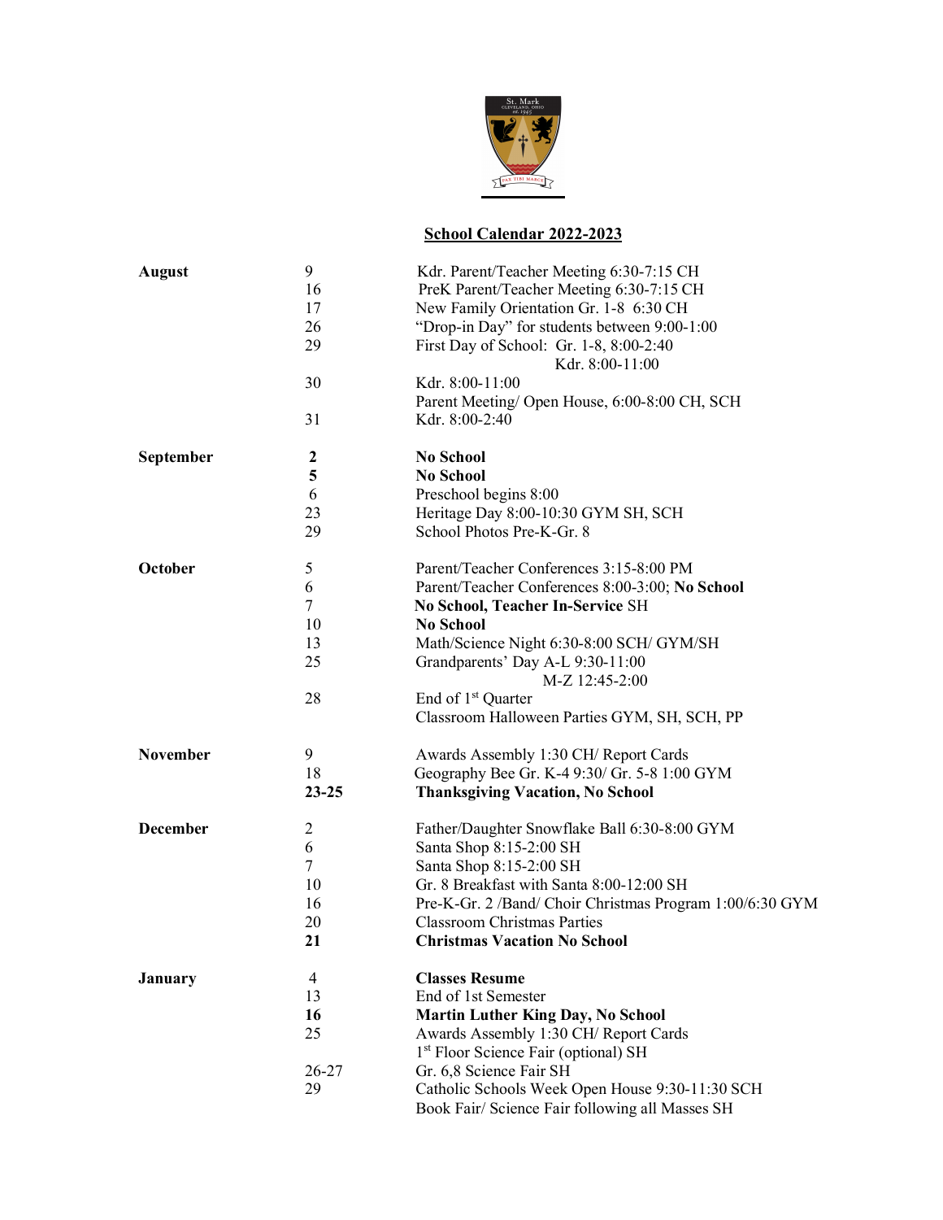# School Calendar 2022-2023

| Month | Date | Event |
|---|---|---|
| **August** | 9 | Kdr. Parent/Teacher Meeting 6:30-7:15 CH |
| | 16 | PreK Parent/Teacher Meeting 6:30-7:15 CH |
| | 17 | New Family Orientation Gr. 1-8 6:30 CH |
| | 26 | "Drop-in Day" for students between 9:00-1:00 |
| | 29 | First Day of School: Gr. 1-8, 8:00-2:40<br>Kdr. 8:00-11:00 |
| | 30 | Kdr. 8:00-11:00<br>Parent Meeting/ Open House, 6:00-8:00 CH, SCH |
| | 31 | Kdr. 8:00-2:40 |
| **September** | **2** | **No School** |
| | **5** | **No School** |
| | 6 | Preschool begins 8:00 |
| | 23 | Heritage Day 8:00-10:30 GYM SH, SCH |
| | 29 | School Photos Pre-K-Gr. 8 |
| **October** | 5 | Parent/Teacher Conferences 3:15-8:00 PM |
| | 6 | Parent/Teacher Conferences 8:00-3:00; **No School** |
| | 7 | **No School, Teacher In-Service** SH |
| | 10 | **No School** |
| | 13 | Math/Science Night 6:30-8:00 SCH/ GYM/SH |
| | 25 | Grandparents' Day A-L 9:30-11:00<br>M-Z 12:45-2:00 |
| | 28 | End of 1st Quarter<br>Classroom Halloween Parties GYM, SH, SCH, PP |
| **November** | 9 | Awards Assembly 1:30 CH/ Report Cards |
| | 18 | Geography Bee Gr. K-4 9:30/ Gr. 5-8 1:00 GYM |
| | **23-25** | **Thanksgiving Vacation, No School** |
| **December** | 2 | Father/Daughter Snowflake Ball 6:30-8:00 GYM |
| | 6 | Santa Shop 8:15-2:00 SH |
| | 7 | Santa Shop 8:15-2:00 SH |
| | 10 | Gr. 8 Breakfast with Santa 8:00-12:00 SH |
| | 16 | Pre-K-Gr. 2 /Band/ Choir Christmas Program 1:00/6:30 GYM |
| | 20 | Classroom Christmas Parties |
| | **21** | **Christmas Vacation No School** |
| **January** | 4 | **Classes Resume** |
| | 13 | End of 1st Semester |
| | **16** | **Martin Luther King Day, No School** |
| | 25 | Awards Assembly 1:30 CH/ Report Cards<br>1st Floor Science Fair (optional) SH |
| | 26-27 | Gr. 6,8 Science Fair SH |
| | 29 | Catholic Schools Week Open House 9:30-11:30 SCH<br>Book Fair/ Science Fair following all Masses SH |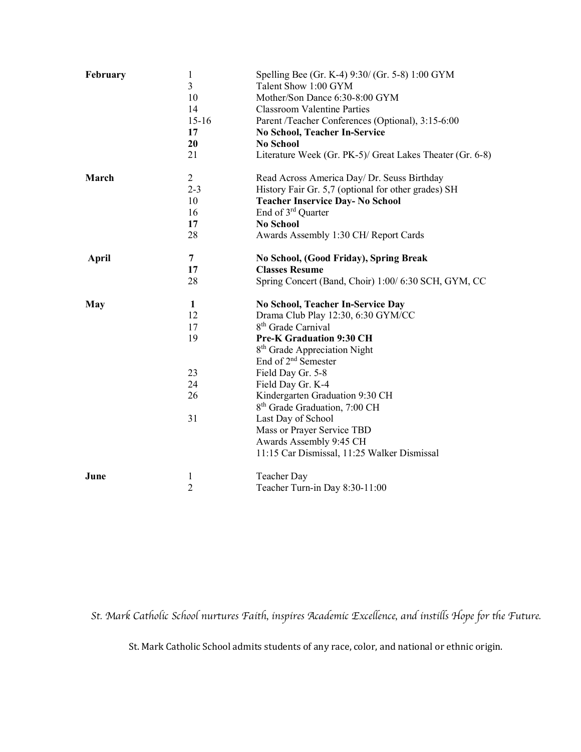| | | |
|---|---|---|
| **February** | 1 | Spelling Bee (Gr. K-4) 9:30/ (Gr. 5-8) 1:00 GYM |
| | 3 | Talent Show 1:00 GYM |
| | 10 | Mother/Son Dance 6:30-8:00 GYM |
| | 14 | Classroom Valentine Parties |
| | 15-16 | Parent /Teacher Conferences (Optional), 3:15-6:00 |
| | **17** | **No School, Teacher In-Service** |
| | **20** | **No School** |
| | 21 | Literature Week (Gr. PK-5)/ Great Lakes Theater (Gr. 6-8) |
| **March** | 2 | Read Across America Day/ Dr. Seuss Birthday |
| | 2-3 | History Fair Gr. 5,7 (optional for other grades) SH |
| | 10 | **Teacher Inservice Day- No School** |
| | 16 | End of 3rd Quarter |
| | **17** | **No School** |
| | 28 | Awards Assembly 1:30 CH/ Report Cards |
| **April** | **7** | **No School, (Good Friday), Spring Break** |
| | **17** | **Classes Resume** |
| | 28 | Spring Concert (Band, Choir) 1:00/ 6:30 SCH, GYM, CC |
| **May** | **1** | **No School, Teacher In-Service Day** |
| | 12 | Drama Club Play 12:30, 6:30 GYM/CC |
| | 17 | 8th Grade Carnival |
| | 19 | **Pre-K Graduation 9:30 CH** |
| | | 8th Grade Appreciation Night |
| | | End of 2nd Semester |
| | 23 | Field Day Gr. 5-8 |
| | 24 | Field Day Gr. K-4 |
| | 26 | Kindergarten Graduation 9:30 CH |
| | | 8th Grade Graduation, 7:00 CH |
| | 31 | Last Day of School |
| | | Mass or Prayer Service TBD |
| | | Awards Assembly 9:45 CH |
| | | 11:15 Car Dismissal, 11:25 Walker Dismissal |
| **June** | 1 | Teacher Day |
| | 2 | Teacher Turn-in Day 8:30-11:00 |

*St. Mark Catholic School nurtures Faith, inspires Academic Excellence, and instills Hope for the Future.*

St. Mark Catholic School admits students of any race, color, and national or ethnic origin.